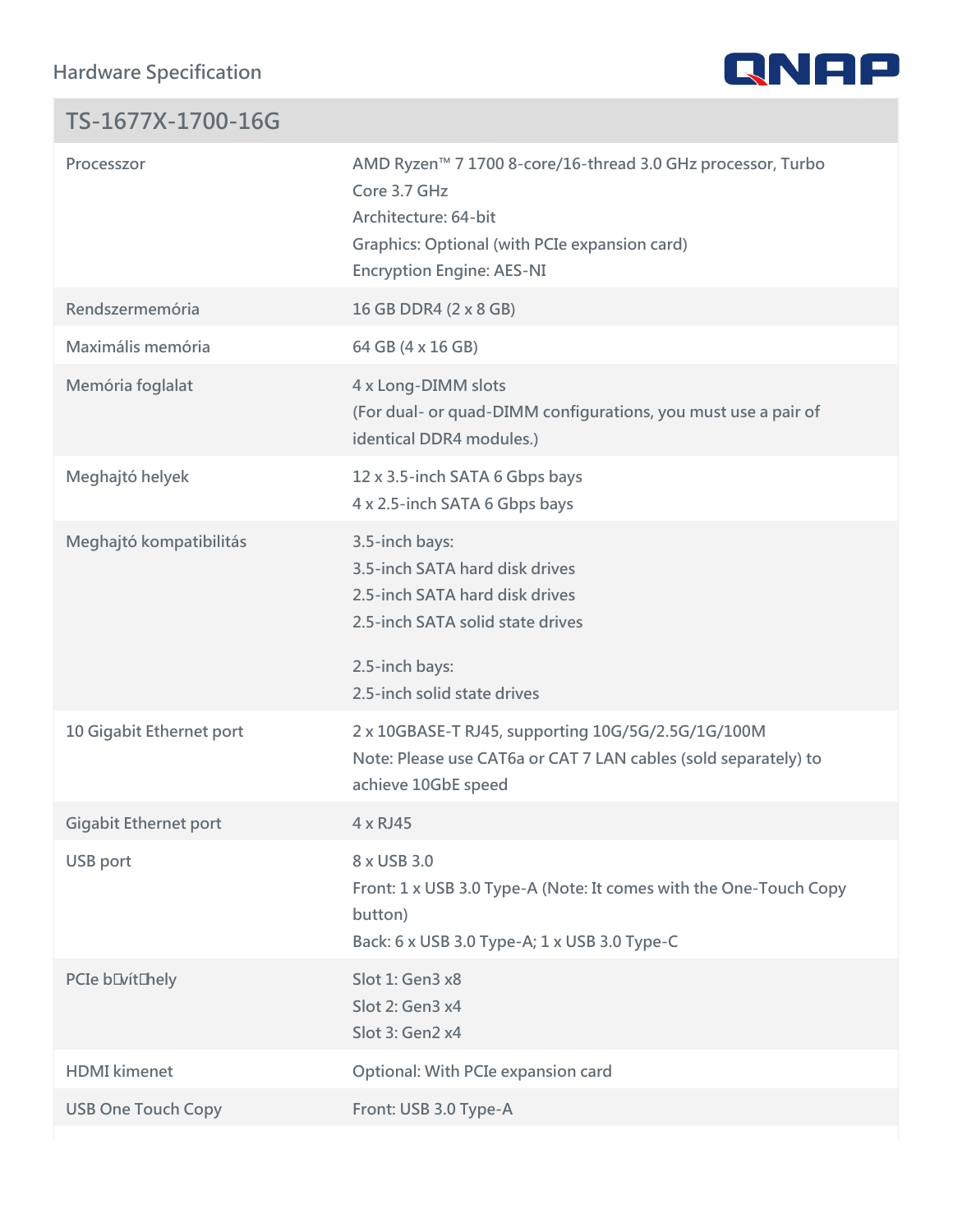Hardware Specification

## TS-1677X-1700-16G

| | |
|---|---|
| Processzor | AMD Ryzen™ 7 1700 8-core/16-thread 3.0 GHz processor, Turbo Core 3.7 GHz<br>Architecture: 64-bit<br>Graphics: Optional (with PCIe expansion card)<br>Encryption Engine: AES-NI |
| Rendszermemória | 16 GB DDR4 (2 x 8 GB) |
| Maximális memória | 64 GB (4 x 16 GB) |
| Memória foglalat | 4 x Long-DIMM slots<br>(For dual- or quad-DIMM configurations, you must use a pair of identical DDR4 modules.) |
| Meghajtó helyek | 12 x 3.5-inch SATA 6 Gbps bays<br>4 x 2.5-inch SATA 6 Gbps bays |
| Meghajtó kompatibilitás | 3.5-inch bays:<br>3.5-inch SATA hard disk drives<br>2.5-inch SATA hard disk drives<br>2.5-inch SATA solid state drives<br><br>2.5-inch bays:<br>2.5-inch solid state drives |
| 10 Gigabit Ethernet port | 2 x 10GBASE-T RJ45, supporting 10G/5G/2.5G/1G/100M<br>Note: Please use CAT6a or CAT 7 LAN cables (sold separately) to achieve 10GbE speed |
| Gigabit Ethernet port | 4 x RJ45 |
| USB port | 8 x USB 3.0<br>Front: 1 x USB 3.0 Type-A (Note: It comes with the One-Touch Copy button)<br>Back: 6 x USB 3.0 Type-A; 1 x USB 3.0 Type-C |
| PCIe bővítőhely | Slot 1: Gen3 x8<br>Slot 2: Gen3 x4<br>Slot 3: Gen2 x4 |
| HDMI kimenet | Optional: With PCIe expansion card |
| USB One Touch Copy | Front: USB 3.0 Type-A |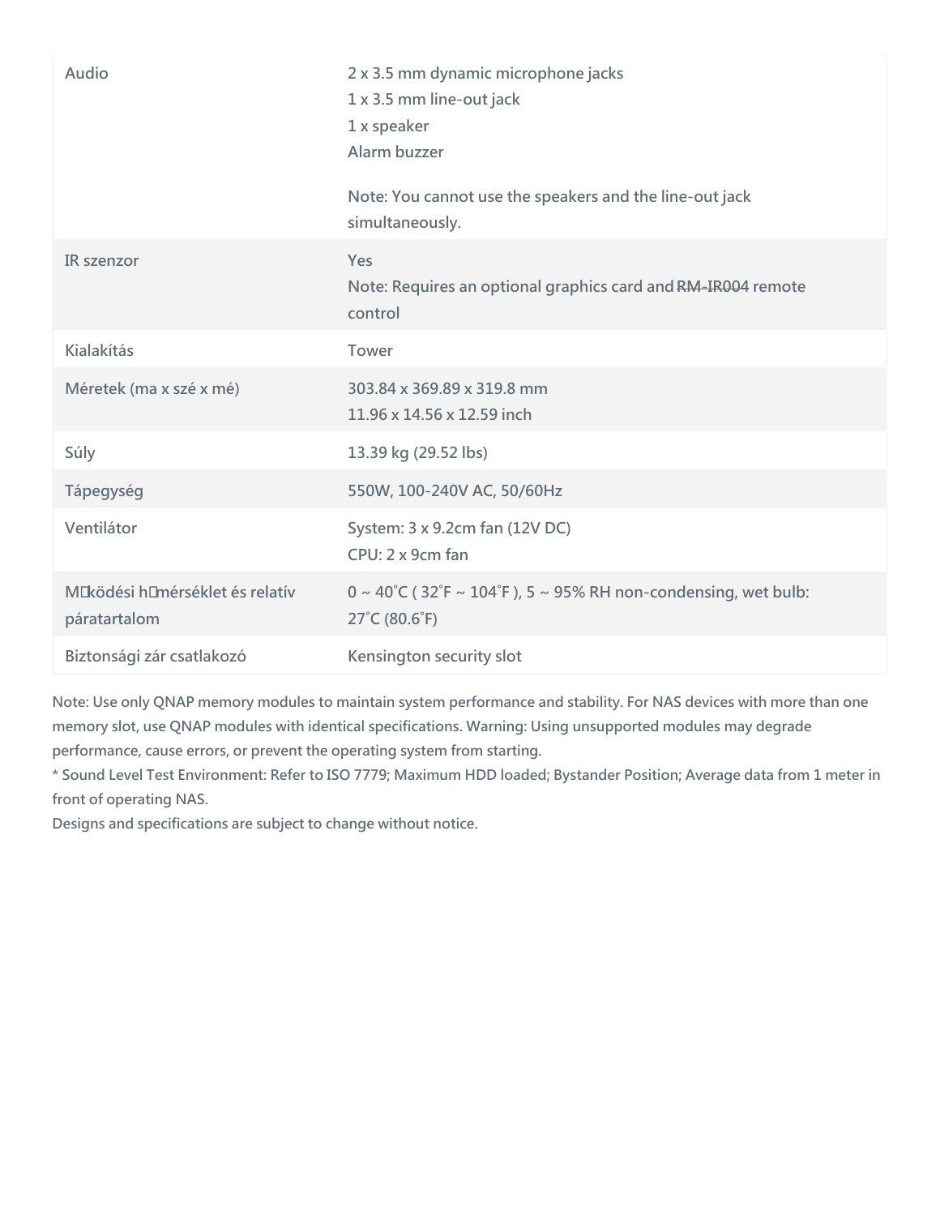| | |
|---|---|
| Audio | 2 x 3.5 mm dynamic microphone jacks<br>1 x 3.5 mm line-out jack<br>1 x speaker<br>Alarm buzzer<br><br>Note: You cannot use the speakers and the line-out jack simultaneously. |
| IR szenzor | Yes<br>Note: Requires an optional graphics card and ~~RM-IR004~~ remote control |
| Kialakítás | Tower |
| Méretek (ma x szé x mé) | 303.84 x 369.89 x 319.8 mm<br>11.96 x 14.56 x 12.59 inch |
| Súly | 13.39 kg (29.52 lbs) |
| Tápegység | 550W, 100-240V AC, 50/60Hz |
| Ventilátor | System: 3 x 9.2cm fan (12V DC)<br>CPU: 2 x 9cm fan |
| M�ködési h�mérséklet és relatív páratartalom | 0 ~ 40˚C ( 32˚F ~ 104˚F ), 5 ~ 95% RH non-condensing, wet bulb: 27˚C (80.6˚F) |
| Biztonsági zár csatlakozó | Kensington security slot |

Note: Use only QNAP memory modules to maintain system performance and stability. For NAS devices with more than one memory slot, use QNAP modules with identical specifications. Warning: Using unsupported modules may degrade performance, cause errors, or prevent the operating system from starting.
* Sound Level Test Environment: Refer to ISO 7779; Maximum HDD loaded; Bystander Position; Average data from 1 meter in front of operating NAS.
Designs and specifications are subject to change without notice.